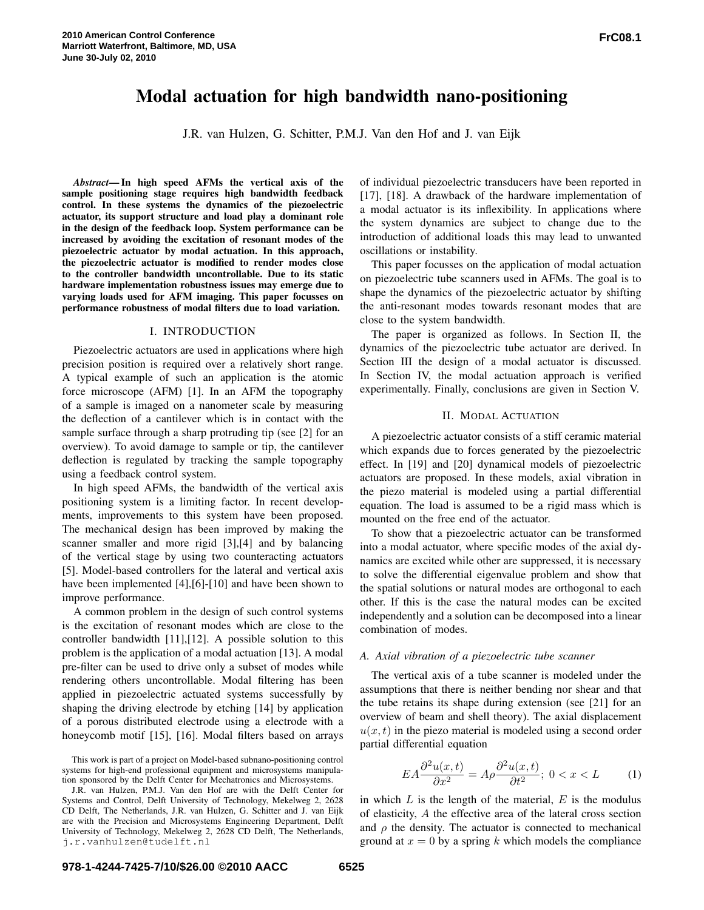# Modal actuation for high bandwidth nano-positioning

J.R. van Hulzen, G. Schitter, P.M.J. Van den Hof and J. van Eijk

***Abstract*— In high speed AFMs the vertical axis of the sample positioning stage requires high bandwidth feedback control. In these systems the dynamics of the piezoelectric actuator, its support structure and load play a dominant role in the design of the feedback loop. System performance can be increased by avoiding the excitation of resonant modes of the piezoelectric actuator by modal actuation. In this approach, the piezoelectric actuator is modified to render modes close to the controller bandwidth uncontrollable. Due to its static hardware implementation robustness issues may emerge due to varying loads used for AFM imaging. This paper focusses on performance robustness of modal filters due to load variation.**

## I. INTRODUCTION

Piezoelectric actuators are used in applications where high precision position is required over a relatively short range. A typical example of such an application is the atomic force microscope (AFM) [1]. In an AFM the topography of a sample is imaged on a nanometer scale by measuring the deflection of a cantilever which is in contact with the sample surface through a sharp protruding tip (see [2] for an overview). To avoid damage to sample or tip, the cantilever deflection is regulated by tracking the sample topography using a feedback control system.

In high speed AFMs, the bandwidth of the vertical axis positioning system is a limiting factor. In recent developments, improvements to this system have been proposed. The mechanical design has been improved by making the scanner smaller and more rigid [3],[4] and by balancing of the vertical stage by using two counteracting actuators [5]. Model-based controllers for the lateral and vertical axis have been implemented [4],[6]-[10] and have been shown to improve performance.

A common problem in the design of such control systems is the excitation of resonant modes which are close to the controller bandwidth [11],[12]. A possible solution to this problem is the application of a modal actuation [13]. A modal pre-filter can be used to drive only a subset of modes while rendering others uncontrollable. Modal filtering has been applied in piezoelectric actuated systems successfully by shaping the driving electrode by etching [14] by application of a porous distributed electrode using a electrode with a honeycomb motif [15], [16]. Modal filters based on arrays of individual piezoelectric transducers have been reported in [17], [18]. A drawback of the hardware implementation of a modal actuator is its inflexibility. In applications where the system dynamics are subject to change due to the introduction of additional loads this may lead to unwanted oscillations or instability.

This paper focusses on the application of modal actuation on piezoelectric tube scanners used in AFMs. The goal is to shape the dynamics of the piezoelectric actuator by shifting the anti-resonant modes towards resonant modes that are close to the system bandwidth.

The paper is organized as follows. In Section II, the dynamics of the piezoelectric tube actuator are derived. In Section III the design of a modal actuator is discussed. In Section IV, the modal actuation approach is verified experimentally. Finally, conclusions are given in Section V.

## II. MODAL ACTUATION

A piezoelectric actuator consists of a stiff ceramic material which expands due to forces generated by the piezoelectric effect. In [19] and [20] dynamical models of piezoelectric actuators are proposed. In these models, axial vibration in the piezo material is modeled using a partial differential equation. The load is assumed to be a rigid mass which is mounted on the free end of the actuator.

To show that a piezoelectric actuator can be transformed into a modal actuator, where specific modes of the axial dynamics are excited while other are suppressed, it is necessary to solve the differential eigenvalue problem and show that the spatial solutions or natural modes are orthogonal to each other. If this is the case the natural modes can be excited independently and a solution can be decomposed into a linear combination of modes.

### *A. Axial vibration of a piezoelectric tube scanner*

The vertical axis of a tube scanner is modeled under the assumptions that there is neither bending nor shear and that the tube retains its shape during extension (see [21] for an overview of beam and shell theory). The axial displacement $u(x,t)$ in the piezo material is modeled using a second order partial differential equation

$$EA\frac{\partial^2 u(x,t)}{\partial x^2} = A\rho\frac{\partial^2 u(x,t)}{\partial t^2};\ 0 < x < L \tag{1}$$

in which $L$ is the length of the material, $E$ is the modulus of elasticity, $A$ the effective area of the lateral cross section and $\rho$ the density. The actuator is connected to mechanical ground at $x = 0$ by a spring $k$ which models the compliance

This work is part of a project on Model-based subnano-positioning control systems for high-end professional equipment and microsystems manipulation sponsored by the Delft Center for Mechatronics and Microsystems.

J.R. van Hulzen, P.M.J. Van den Hof are with the Delft Center for Systems and Control, Delft University of Technology, Mekelweg 2, 2628 CD Delft, The Netherlands, J.R. van Hulzen, G. Schitter and J. van Eijk are with the Precision and Microsystems Engineering Department, Delft University of Technology, Mekelweg 2, 2628 CD Delft, The Netherlands, j.r.vanhulzen@tudelft.nl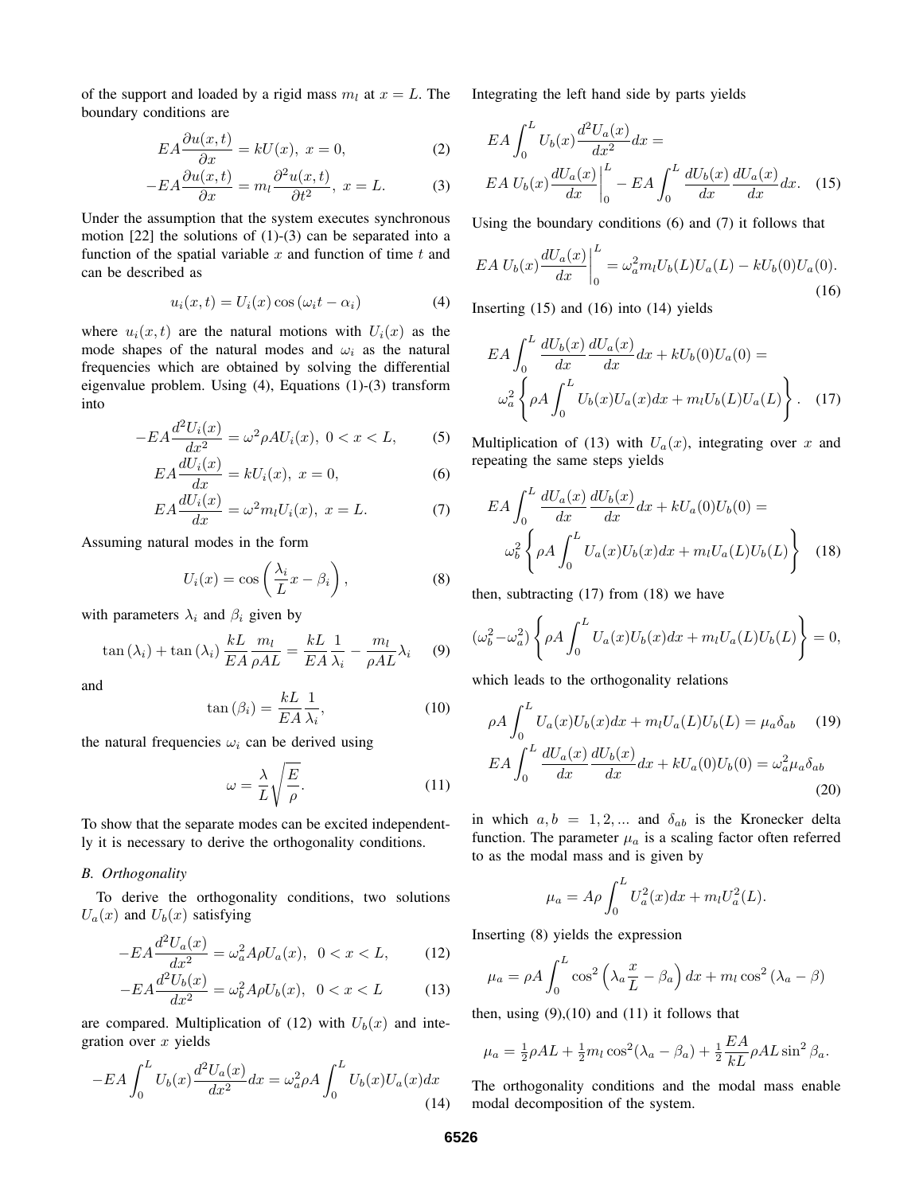of the support and loaded by a rigid mass $m_l$ at $x = L$. The boundary conditions are

$$EA\frac{\partial u(x,t)}{\partial x} = kU(x),\ x = 0, \tag{2}$$

$$-EA\frac{\partial u(x,t)}{\partial x} = m_l\frac{\partial^2 u(x,t)}{\partial t^2},\ x = L. \tag{3}$$

Under the assumption that the system executes synchronous motion [22] the solutions of (1)-(3) can be separated into a function of the spatial variable $x$ and function of time $t$ and can be described as

$$u_i(x,t) = U_i(x)\cos(\omega_i t - \alpha_i) \tag{4}$$

where $u_i(x,t)$ are the natural motions with $U_i(x)$ as the mode shapes of the natural modes and $\omega_i$ as the natural frequencies which are obtained by solving the differential eigenvalue problem. Using (4), Equations (1)-(3) transform into

$$-EA\frac{d^2U_i(x)}{dx^2} = \omega^2\rho AU_i(x),\ 0 < x < L, \tag{5}$$

$$EA\frac{dU_i(x)}{dx} = kU_i(x),\ x = 0, \tag{6}$$

$$EA\frac{dU_i(x)}{dx} = \omega^2 m_l U_i(x),\ x = L. \tag{7}$$

Assuming natural modes in the form

$$U_i(x) = \cos\left(\frac{\lambda_i}{L}x - \beta_i\right), \tag{8}$$

with parameters $\lambda_i$ and $\beta_i$ given by

$$\tan(\lambda_i) + \tan(\lambda_i)\frac{kL}{EA}\frac{m_l}{\rho AL} = \frac{kL}{EA}\frac{1}{\lambda_i} - \frac{m_l}{\rho AL}\lambda_i \tag{9}$$

and

$$\tan(\beta_i) = \frac{kL}{EA}\frac{1}{\lambda_i}, \tag{10}$$

the natural frequencies $\omega_i$ can be derived using

$$\omega = \frac{\lambda}{L}\sqrt{\frac{E}{\rho}}. \tag{11}$$

To show that the separate modes can be excited independently it is necessary to derive the orthogonality conditions.

### B. Orthogonality

To derive the orthogonality conditions, two solutions $U_a(x)$ and $U_b(x)$ satisfying

$$-EA\frac{d^2U_a(x)}{dx^2} = \omega_a^2 A\rho U_a(x),\ \ 0 < x < L, \tag{12}$$

$$-EA\frac{d^2U_b(x)}{dx^2} = \omega_b^2 A\rho U_b(x),\ \ 0 < x < L \tag{13}$$

are compared. Multiplication of (12) with $U_b(x)$ and integration over $x$ yields

$$-EA\int_0^L U_b(x)\frac{d^2U_a(x)}{dx^2}dx = \omega_a^2\rho A\int_0^L U_b(x)U_a(x)dx \tag{14}$$

Integrating the left hand side by parts yields

$$\begin{aligned} &EA\int_0^L U_b(x)\frac{d^2U_a(x)}{dx^2}dx = \\ &EA\, U_b(x)\frac{dU_a(x)}{dx}\bigg|_0^L - EA\int_0^L \frac{dU_b(x)}{dx}\frac{dU_a(x)}{dx}dx. \end{aligned} \tag{15}$$

Using the boundary conditions (6) and (7) it follows that

$$EA\, U_b(x)\frac{dU_a(x)}{dx}\bigg|_0^L = \omega_a^2 m_l U_b(L)U_a(L) - kU_b(0)U_a(0). \tag{16}$$

Inserting (15) and (16) into (14) yields

$$\begin{aligned} &EA\int_0^L \frac{dU_b(x)}{dx}\frac{dU_a(x)}{dx}dx + kU_b(0)U_a(0) = \\ &\omega_a^2\left\{\rho A\int_0^L U_b(x)U_a(x)dx + m_l U_b(L)U_a(L)\right\}. \end{aligned} \tag{17}$$

Multiplication of (13) with $U_a(x)$, integrating over $x$ and repeating the same steps yields

$$\begin{aligned} &EA\int_0^L \frac{dU_a(x)}{dx}\frac{dU_b(x)}{dx}dx + kU_a(0)U_b(0) = \\ &\omega_b^2\left\{\rho A\int_0^L U_a(x)U_b(x)dx + m_l U_a(L)U_b(L)\right\} \end{aligned} \tag{18}$$

then, subtracting (17) from (18) we have

$$(\omega_b^2 - \omega_a^2)\left\{\rho A\int_0^L U_a(x)U_b(x)dx + m_l U_a(L)U_b(L)\right\} = 0,$$

which leads to the orthogonality relations

$$\rho A\int_0^L U_a(x)U_b(x)dx + m_l U_a(L)U_b(L) = \mu_a\delta_{ab} \tag{19}$$

$$EA\int_0^L \frac{dU_a(x)}{dx}\frac{dU_b(x)}{dx}dx + kU_a(0)U_b(0) = \omega_a^2\mu_a\delta_{ab} \tag{20}$$

in which $a, b = 1, 2, ...$ and $\delta_{ab}$ is the Kronecker delta function. The parameter $\mu_a$ is a scaling factor often referred to as the modal mass and is given by

$$\mu_a = A\rho\int_0^L U_a^2(x)dx + m_l U_a^2(L).$$

Inserting (8) yields the expression

$$\mu_a = \rho A\int_0^L \cos^2\left(\lambda_a\frac{x}{L} - \beta_a\right)dx + m_l\cos^2(\lambda_a - \beta)$$

then, using (9),(10) and (11) it follows that

$$\mu_a = \tfrac{1}{2}\rho AL + \tfrac{1}{2}m_l\cos^2(\lambda_a - \beta_a) + \tfrac{1}{2}\frac{EA}{kL}\rho AL\sin^2\beta_a.$$

The orthogonality conditions and the modal mass enable modal decomposition of the system.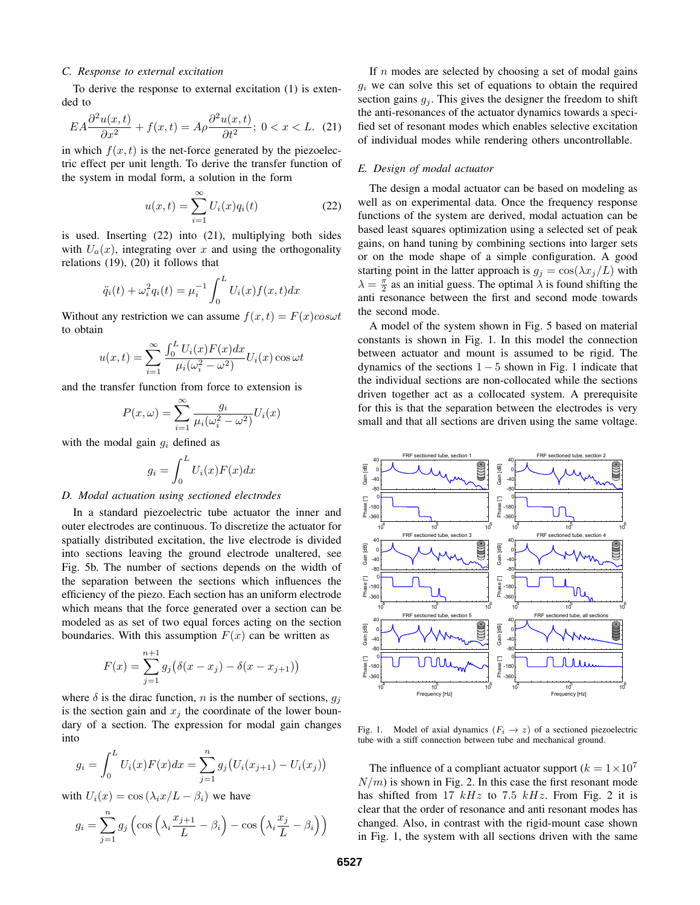### C. Response to external excitation

To derive the response to external excitation (1) is extended to

$$EA\frac{\partial^2 u(x,t)}{\partial x^2} + f(x,t) = A\rho\frac{\partial^2 u(x,t)}{\partial t^2};\ 0 < x < L. \quad (21)$$

in which $f(x,t)$ is the net-force generated by the piezoelectric effect per unit length. To derive the transfer function of the system in modal form, a solution in the form

$$u(x,t) = \sum_{i=1}^{\infty} U_i(x)q_i(t) \quad (22)$$

is used. Inserting (22) into (21), multiplying both sides with $U_a(x)$, integrating over $x$ and using the orthogonality relations (19), (20) it follows that

$$\ddot{q}_i(t) + \omega_i^2 q_i(t) = \mu_i^{-1}\int_0^L U_i(x)f(x,t)dx$$

Without any restriction we can assume $f(x,t) = F(x)cos\omega t$ to obtain

$$u(x,t) = \sum_{i=1}^{\infty}\frac{\int_0^L U_i(x)F(x)dx}{\mu_i(\omega_i^2 - \omega^2)}U_i(x)\cos\omega t$$

and the transfer function from force to extension is

$$P(x,\omega) = \sum_{i=1}^{\infty}\frac{g_i}{\mu_i(\omega_i^2 - \omega^2)}U_i(x)$$

with the modal gain $g_i$ defined as

$$g_i = \int_0^L U_i(x)F(x)dx$$

### D. Modal actuation using sectioned electrodes

In a standard piezoelectric tube actuator the inner and outer electrodes are continuous. To discretize the actuator for spatially distributed excitation, the live electrode is divided into sections leaving the ground electrode unaltered, see Fig. 5b. The number of sections depends on the width of the separation between the sections which influences the efficiency of the piezo. Each section has an uniform electrode which means that the force generated over a section can be modeled as as set of two equal forces acting on the section boundaries. With this assumption $F(x)$ can be written as

$$F(x) = \sum_{j=1}^{n+1} g_j\big(\delta(x - x_j) - \delta(x - x_{j+1})\big)$$

where $\delta$ is the dirac function, $n$ is the number of sections, $g_j$ is the section gain and $x_j$ the coordinate of the lower boundary of a section. The expression for modal gain changes into

$$g_i = \int_0^L U_i(x)F(x)dx = \sum_{j=1}^{n} g_j\big(U_i(x_{j+1}) - U_i(x_j)\big)$$

with $U_i(x) = \cos(\lambda_i x/L - \beta_i)$ we have

$$g_i = \sum_{j=1}^{n} g_j\left(\cos\left(\lambda_i\frac{x_{j+1}}{L} - \beta_i\right) - \cos\left(\lambda_i\frac{x_j}{L} - \beta_i\right)\right)$$

If $n$ modes are selected by choosing a set of modal gains $g_i$ we can solve this set of equations to obtain the required section gains $g_j$. This gives the designer the freedom to shift the anti-resonances of the actuator dynamics towards a specified set of resonant modes which enables selective excitation of individual modes while rendering others uncontrollable.

### E. Design of modal actuator

The design a modal actuator can be based on modeling as well as on experimental data. Once the frequency response functions of the system are derived, modal actuation can be based least squares optimization using a selected set of peak gains, on hand tuning by combining sections into larger sets or on the mode shape of a simple configuration. A good starting point in the latter approach is $g_j = \cos(\lambda x_j/L)$ with $\lambda = \frac{\pi}{2}$ as an initial guess. The optimal $\lambda$ is found shifting the anti resonance between the first and second mode towards the second mode.

A model of the system shown in Fig. 5 based on material constants is shown in Fig. 1. In this model the connection between actuator and mount is assumed to be rigid. The dynamics of the sections $1-5$ shown in Fig. 1 indicate that the individual sections are non-collocated while the sections driven together act as a collocated system. A prerequisite for this is that the separation between the electrodes is very small and that all sections are driven using the same voltage.

Fig. 1. Model of axial dynamics ($F_i \rightarrow z$) of a sectioned piezoelectric tube with a stiff connection between tube and mechanical ground.

The influence of a compliant actuator support ($k = 1\times10^7$ $N/m$) is shown in Fig. 2. In this case the first resonant mode has shifted from 17 $kHz$ to 7.5 $kHz$. From Fig. 2 it is clear that the order of resonance and anti resonant modes has changed. Also, in contrast with the rigid-mount case shown in Fig. 1, the system with all sections driven with the same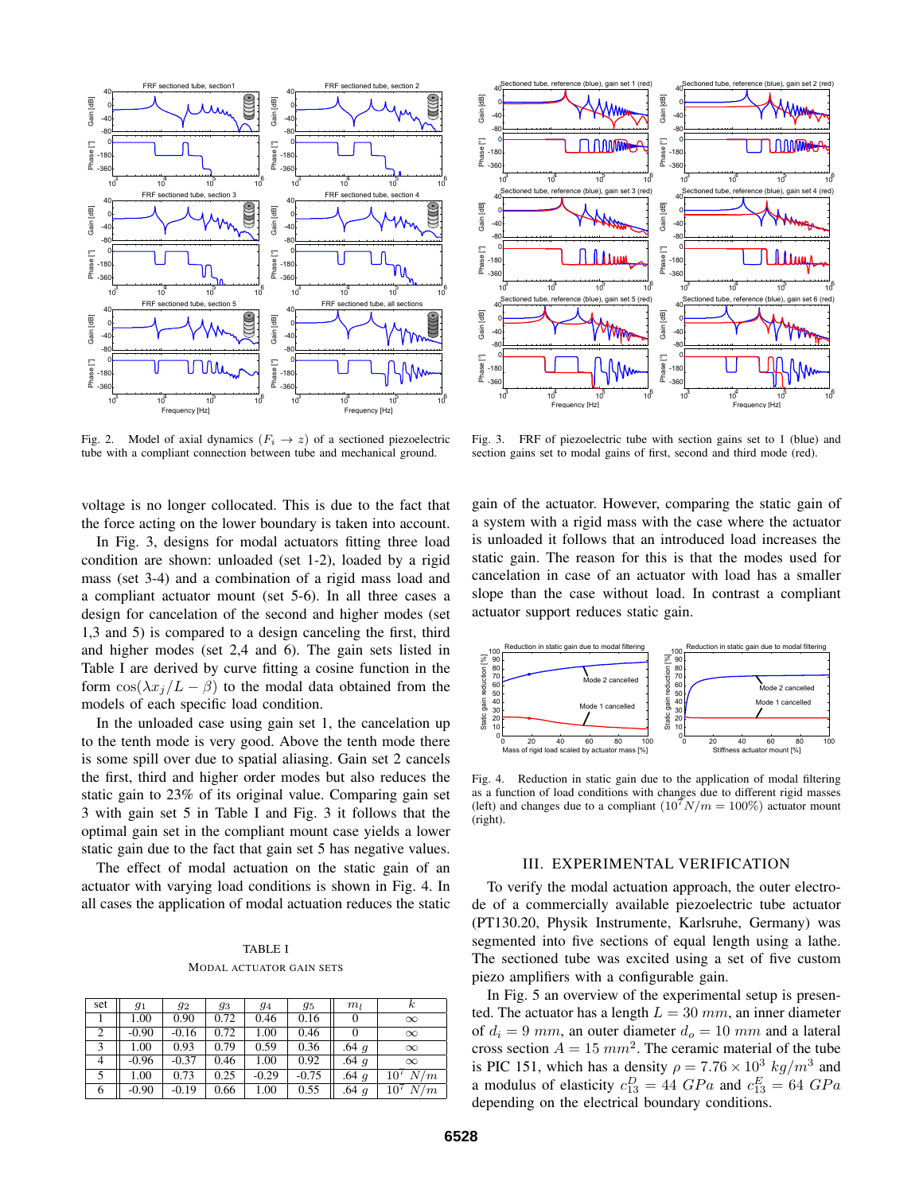Fig. 2. Model of axial dynamics ($F_i \to z$) of a sectioned piezoelectric tube with a compliant connection between tube and mechanical ground.

Fig. 3. FRF of piezoelectric tube with section gains set to 1 (blue) and section gains set to modal gains of first, second and third mode (red).

voltage is no longer collocated. This is due to the fact that the force acting on the lower boundary is taken into account.

In Fig. 3, designs for modal actuators fitting three load condition are shown: unloaded (set 1-2), loaded by a rigid mass (set 3-4) and a combination of a rigid mass load and a compliant actuator mount (set 5-6). In all three cases a design for cancelation of the second and higher modes (set 1,3 and 5) is compared to a design canceling the first, third and higher modes (set 2,4 and 6). The gain sets listed in Table I are derived by curve fitting a cosine function in the form $\cos(\lambda x_j/L - \beta)$ to the modal data obtained from the models of each specific load condition.

In the unloaded case using gain set 1, the cancelation up to the tenth mode is very good. Above the tenth mode there is some spill over due to spatial aliasing. Gain set 2 cancels the first, third and higher order modes but also reduces the static gain to 23% of its original value. Comparing gain set 3 with gain set 5 in Table I and Fig. 3 it follows that the optimal gain set in the compliant mount case yields a lower static gain due to the fact that gain set 5 has negative values.

The effect of modal actuation on the static gain of an actuator with varying load conditions is shown in Fig. 4. In all cases the application of modal actuation reduces the static gain of the actuator. However, comparing the static gain of a system with a rigid mass with the case where the actuator is unloaded it follows that an introduced load increases the static gain. The reason for this is that the modes used for cancelation in case of an actuator with load has a smaller slope than the case without load. In contrast a compliant actuator support reduces static gain.

TABLE I

MODAL ACTUATOR GAIN SETS

| set | $g_1$ | $g_2$ | $g_3$ | $g_4$ | $g_5$ | $m_l$ | $k$ |
|---|---|---|---|---|---|---|---|
| 1 | 1.00 | 0.90 | 0.72 | 0.46 | 0.16 | 0 | $\infty$ |
| 2 | -0.90 | -0.16 | 0.72 | 1.00 | 0.46 | 0 | $\infty$ |
| 3 | 1.00 | 0.93 | 0.79 | 0.59 | 0.36 | .64 $g$ | $\infty$ |
| 4 | -0.96 | -0.37 | 0.46 | 1.00 | 0.92 | .64 $g$ | $\infty$ |
| 5 | 1.00 | 0.73 | 0.25 | -0.29 | -0.75 | .64 $g$ | $10^7\ N/m$ |
| 6 | -0.90 | -0.19 | 0.66 | 1.00 | 0.55 | .64 $g$ | $10^7\ N/m$ |

Fig. 4. Reduction in static gain due to the application of modal filtering as a function of load conditions with changes due to different rigid masses (left) and changes due to a compliant ($10^7 N/m = 100\%$) actuator mount (right).

## III. EXPERIMENTAL VERIFICATION

To verify the modal actuation approach, the outer electrode of a commercially available piezoelectric tube actuator (PT130.20, Physik Instrumente, Karlsruhe, Germany) was segmented into five sections of equal length using a lathe. The sectioned tube was excited using a set of five custom piezo amplifiers with a configurable gain.

In Fig. 5 an overview of the experimental setup is presented. The actuator has a length $L = 30\ mm$, an inner diameter of $d_i = 9\ mm$, an outer diameter $d_o = 10\ mm$ and a lateral cross section $A = 15\ mm^2$. The ceramic material of the tube is PIC 151, which has a density $\rho = 7.76 \times 10^3\ kg/m^3$ and a modulus of elasticity $c_{13}^D = 44\ GPa$ and $c_{13}^E = 64\ GPa$ depending on the electrical boundary conditions.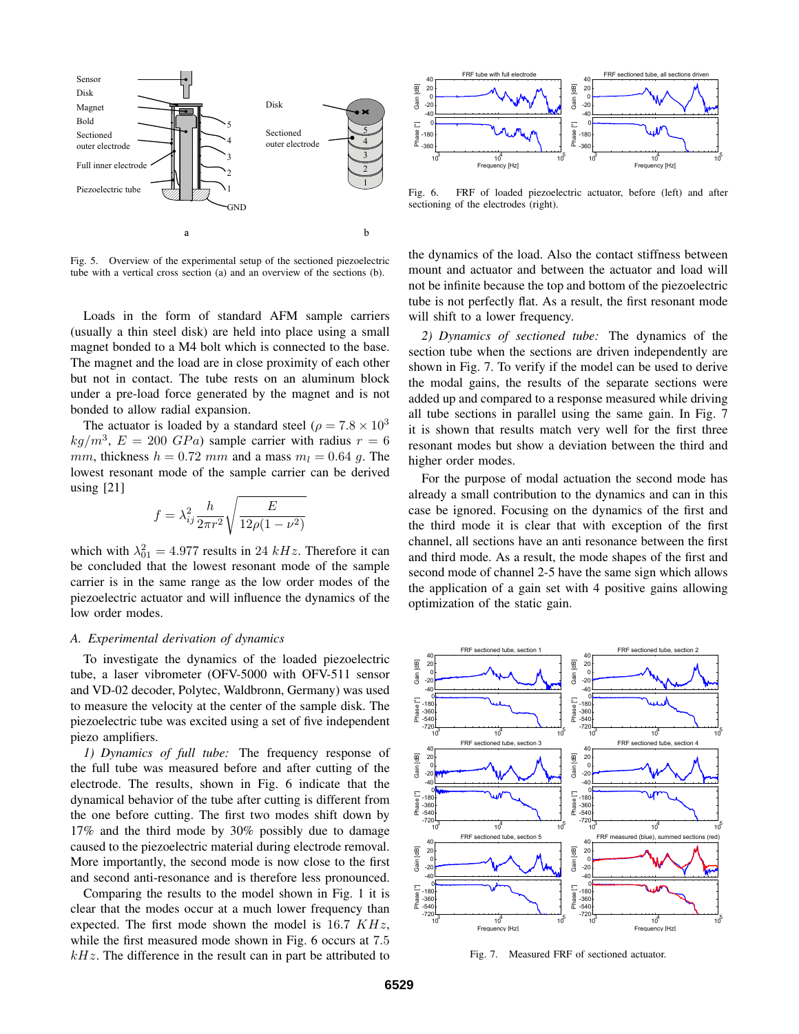Fig. 5. Overview of the experimental setup of the sectioned piezoelectric tube with a vertical cross section (a) and an overview of the sections (b).

Fig. 6. FRF of loaded piezoelectric actuator, before (left) and after sectioning of the electrodes (right).

Loads in the form of standard AFM sample carriers (usually a thin steel disk) are held into place using a small magnet bonded to a M4 bolt which is connected to the base. The magnet and the load are in close proximity of each other but not in contact. The tube rests on an aluminum block under a pre-load force generated by the magnet and is not bonded to allow radial expansion.

The actuator is loaded by a standard steel ($\rho = 7.8 \times 10^3$ $kg/m^3$, $E = 200$ $GPa$) sample carrier with radius $r = 6$ $mm$, thickness $h = 0.72$ $mm$ and a mass $m_l = 0.64$ $g$. The lowest resonant mode of the sample carrier can be derived using [21]

$$f = \lambda_{ij}^2 \frac{h}{2\pi r^2}\sqrt{\frac{E}{12\rho(1-\nu^2)}}$$

which with $\lambda_{01}^2 = 4.977$ results in 24 $kHz$. Therefore it can be concluded that the lowest resonant mode of the sample carrier is in the same range as the low order modes of the piezoelectric actuator and will influence the dynamics of the low order modes.

### A. Experimental derivation of dynamics

To investigate the dynamics of the loaded piezoelectric tube, a laser vibrometer (OFV-5000 with OFV-511 sensor and VD-02 decoder, Polytec, Waldbronn, Germany) was used to measure the velocity at the center of the sample disk. The piezoelectric tube was excited using a set of five independent piezo amplifiers.

*1) Dynamics of full tube:* The frequency response of the full tube was measured before and after cutting of the electrode. The results, shown in Fig. 6 indicate that the dynamical behavior of the tube after cutting is different from the one before cutting. The first two modes shift down by 17% and the third mode by 30% possibly due to damage caused to the piezoelectric material during electrode removal. More importantly, the second mode is now close to the first and second anti-resonance and is therefore less pronounced.

Comparing the results to the model shown in Fig. 1 it is clear that the modes occur at a much lower frequency than expected. The first mode shown the model is 16.7 $KHz$, while the first measured mode shown in Fig. 6 occurs at 7.5 $kHz$. The difference in the result can in part be attributed to the dynamics of the load. Also the contact stiffness between mount and actuator and between the actuator and load will not be infinite because the top and bottom of the piezoelectric tube is not perfectly flat. As a result, the first resonant mode will shift to a lower frequency.

*2) Dynamics of sectioned tube:* The dynamics of the section tube when the sections are driven independently are shown in Fig. 7. To verify if the model can be used to derive the modal gains, the results of the separate sections were added up and compared to a response measured while driving all tube sections in parallel using the same gain. In Fig. 7 it is shown that results match very well for the first three resonant modes but show a deviation between the third and higher order modes.

For the purpose of modal actuation the second mode has already a small contribution to the dynamics and can in this case be ignored. Focusing on the dynamics of the first and the third mode it is clear that with exception of the first channel, all sections have an anti resonance between the first and third mode. As a result, the mode shapes of the first and second mode of channel 2-5 have the same sign which allows the application of a gain set with 4 positive gains allowing optimization of the static gain.

Fig. 7. Measured FRF of sectioned actuator.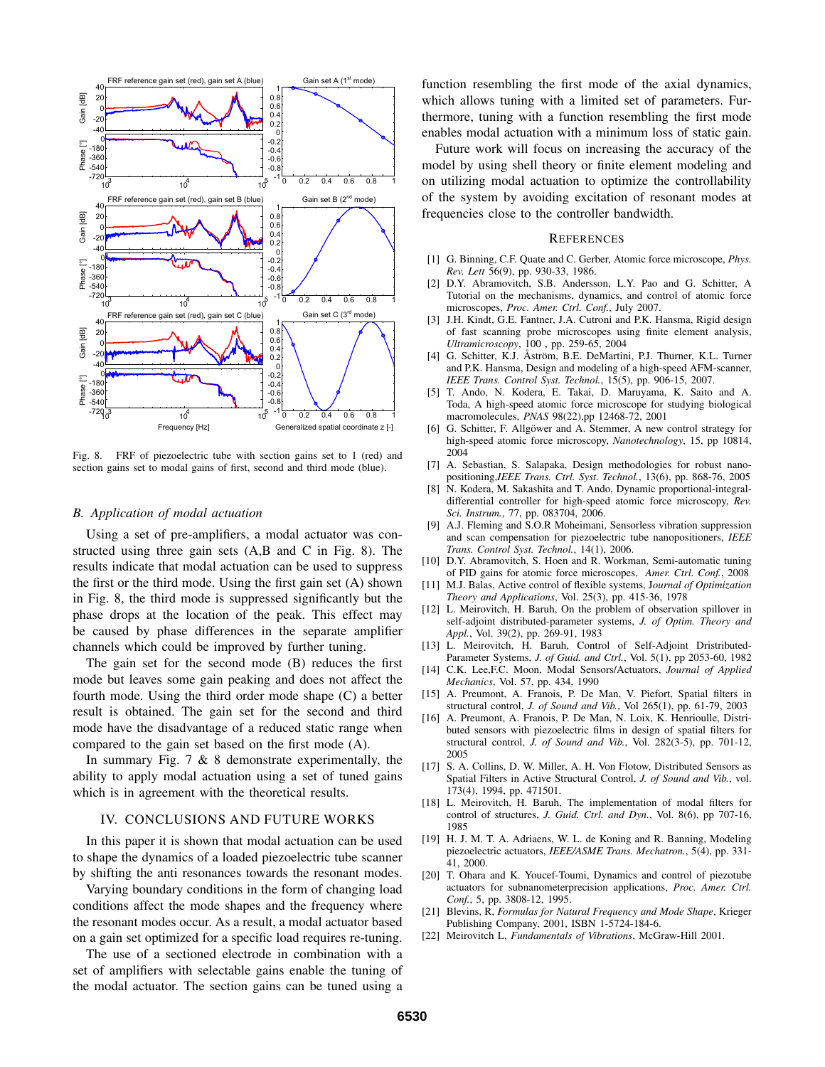FRF reference gain set (red), gain set A (blue)
Gain set A (1st mode)
Gain [dB]
Phase [°]
FRF reference gain set (red), gain set B (blue)
Gain set B (2nd mode)
FRF reference gain set (red), gain set C (blue)
Gain set C (3rd mode)
Frequency [Hz]
Generalized spatial coordinate z [-]

Fig. 8. FRF of piezoelectric tube with section gains set to 1 (red) and section gains set to modal gains of first, second and third mode (blue).

### B. Application of modal actuation

Using a set of pre-amplifiers, a modal actuator was constructed using three gain sets (A,B and C in Fig. 8). The results indicate that modal actuation can be used to suppress the first or the third mode. Using the first gain set (A) shown in Fig. 8, the third mode is suppressed significantly but the phase drops at the location of the peak. This effect may be caused by phase differences in the separate amplifier channels which could be improved by further tuning.

The gain set for the second mode (B) reduces the first mode but leaves some gain peaking and does not affect the fourth mode. Using the third order mode shape (C) a better result is obtained. The gain set for the second and third mode have the disadvantage of a reduced static range when compared to the gain set based on the first mode (A).

In summary Fig. 7 & 8 demonstrate experimentally, the ability to apply modal actuation using a set of tuned gains which is in agreement with the theoretical results.

## IV. CONCLUSIONS AND FUTURE WORKS

In this paper it is shown that modal actuation can be used to shape the dynamics of a loaded piezoelectric tube scanner by shifting the anti resonances towards the resonant modes.

Varying boundary conditions in the form of changing load conditions affect the mode shapes and the frequency where the resonant modes occur. As a result, a modal actuator based on a gain set optimized for a specific load requires re-tuning.

The use of a sectioned electrode in combination with a set of amplifiers with selectable gains enable the tuning of the modal actuator. The section gains can be tuned using a function resembling the first mode of the axial dynamics, which allows tuning with a limited set of parameters. Furthermore, tuning with a function resembling the first mode enables modal actuation with a minimum loss of static gain.

Future work will focus on increasing the accuracy of the model by using shell theory or finite element modeling and on utilizing modal actuation to optimize the controllability of the system by avoiding excitation of resonant modes at frequencies close to the controller bandwidth.

## REFERENCES

[1] G. Binning, C.F. Quate and C. Gerber, Atomic force microscope, *Phys. Rev. Lett* 56(9), pp. 930-33, 1986.

[2] D.Y. Abramovitch, S.B. Andersson, L.Y. Pao and G. Schitter, A Tutorial on the mechanisms, dynamics, and control of atomic force microscopes, *Proc. Amer. Ctrl. Conf.*, July 2007.

[3] J.H. Kindt, G.E. Fantner, J.A. Cutroni and P.K. Hansma, Rigid design of fast scanning probe microscopes using finite element analysis, *Ultramicroscopy*, 100 , pp. 259-65, 2004

[4] G. Schitter, K.J. Åström, B.E. DeMartini, P.J. Thurner, K.L. Turner and P.K. Hansma, Design and modeling of a high-speed AFM-scanner, *IEEE Trans. Control Syst. Technol.*, 15(5), pp. 906-15, 2007.

[5] T. Ando, N. Kodera, E. Takai, D. Maruyama, K. Saito and A. Toda, A high-speed atomic force microscope for studying biological macromolecules, *PNAS* 98(22),pp 12468-72, 2001

[6] G. Schitter, F. Allgöwer and A. Stemmer, A new control strategy for high-speed atomic force microscopy, *Nanotechnology*, 15, pp 10814, 2004

[7] A. Sebastian, S. Salapaka, Design methodologies for robust nano-positioning,*IEEE Trans. Ctrl. Syst. Technol.*, 13(6), pp. 868-76, 2005

[8] N. Kodera, M. Sakashita and T. Ando, Dynamic proportional-integral-differential controller for high-speed atomic force microscopy, *Rev. Sci. Instrum.*, 77, pp. 083704, 2006.

[9] A.J. Fleming and S.O.R Moheimani, Sensorless vibration suppression and scan compensation for piezoelectric tube nanopositioners, *IEEE Trans. Control Syst. Technol.*, 14(1), 2006.

[10] D.Y. Abramovitch, S. Hoen and R. Workman, Semi-automatic tuning of PID gains for atomic force microscopes, *Amer. Ctrl. Conf.*, 2008

[11] M.J. Balas, Active control of flexible systems, J*ournal of Optimization Theory and Applications*, Vol. 25(3), pp. 415-36, 1978

[12] L. Meirovitch, H. Baruh, On the problem of observation spillover in self-adjoint distributed-parameter systems, *J. of Optim. Theory and Appl.*, Vol. 39(2), pp. 269-91, 1983

[13] L. Meirovitch, H. Baruh, Control of Self-Adjoint Dristributed-Parameter Systems, *J. of Guid. and Ctrl.*, Vol. 5(1), pp 2053-60, 1982

[14] C.K. Lee,F.C. Moon, Modal Sensors/Actuators, *Journal of Applied Mechanics*, Vol. 57, pp. 434, 1990

[15] A. Preumont, A. Franois, P. De Man, V. Piefort, Spatial filters in structural control, *J. of Sound and Vib.*, Vol 265(1), pp. 61-79, 2003

[16] A. Preumont, A. Franois, P. De Man, N. Loix, K. Henrioulle, Distributed sensors with piezoelectric films in design of spatial filters for structural control, *J. of Sound and Vib.*, Vol. 282(3-5), pp. 701-12, 2005

[17] S. A. Collins, D. W. Miller, A. H. Von Flotow, Distributed Sensors as Spatial Filters in Active Structural Control, *J. of Sound and Vib.*, vol. 173(4), 1994, pp. 471501.

[18] L. Meirovitch, H. Baruh, The implementation of modal filters for control of structures, *J. Guid. Ctrl. and Dyn.*, Vol. 8(6), pp 707-16, 1985

[19] H. J. M. T. A. Adriaens, W. L. de Koning and R. Banning, Modeling piezoelectric actuators, *IEEE/ASME Trans. Mechatron.*, 5(4), pp. 331-41, 2000.

[20] T. Ohara and K. Youcef-Toumi, Dynamics and control of piezotube actuators for subnanometerprecision applications, *Proc. Amer. Ctrl. Conf.*, 5, pp. 3808-12, 1995.

[21] Blevins, R, *Formulas for Natural Frequency and Mode Shape*, Krieger Publishing Company, 2001, ISBN 1-5724-184-6.

[22] Meirovitch L, *Fundamentals of Vibrations*, McGraw-Hill 2001.